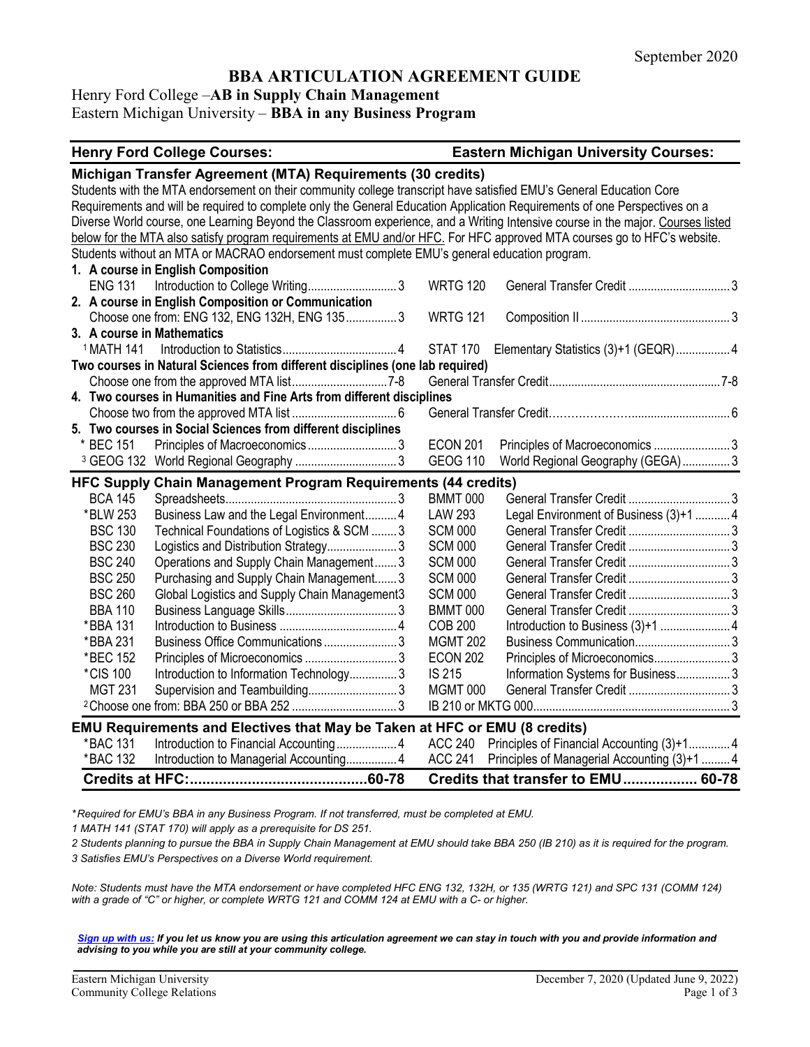September 2020

# BBA ARTICULATION AGREEMENT GUIDE

## Henry Ford College – AB in Supply Chain Management
## Eastern Michigan University – BBA in any Business Program

| Henry Ford College Courses: | | | Eastern Michigan University Courses: | | |
|---|---|---|---|---|---|
| **Michigan Transfer Agreement (MTA) Requirements (30 credits)** | | | | | |
| **1. A course in English Composition** | | | | | |
| ENG 131 | Introduction to College Writing | 3 | WRTG 120 | General Transfer Credit | 3 |
| **2. A course in English Composition or Communication** | | | | | |
| | Choose one from: ENG 132, ENG 132H, ENG 135 | 3 | WRTG 121 | Composition II | 3 |
| **3. A course in Mathematics** | | | | | |
| [1] MATH 141 | Introduction to Statistics | 4 | STAT 170 | Elementary Statistics (3)+1 (GEQR) | 4 |
| **Two courses in Natural Sciences from different disciplines (one lab required)** | | | | | |
| | Choose one from the approved MTA list | 7-8 | | General Transfer Credit | 7-8 |
| **4. Two courses in Humanities and Fine Arts from different disciplines** | | | | | |
| | Choose two from the approved MTA list | 6 | | General Transfer Credit | 6 |
| **5. Two courses in Social Sciences from different disciplines** | | | | | |
| * BEC 151 | Principles of Macroeconomics | 3 | ECON 201 | Principles of Macroeconomics | 3 |
| [3] GEOG 132 | World Regional Geography | 3 | GEOG 110 | World Regional Geography (GEGA) | 3 |
| **HFC Supply Chain Management Program Requirements (44 credits)** | | | | | |
| BCA 145 | Spreadsheets | 3 | BMMT 000 | General Transfer Credit | 3 |
| *BLW 253 | Business Law and the Legal Environment | 4 | LAW 293 | Legal Environment of Business (3)+1 | 4 |
| BSC 130 | Technical Foundations of Logistics & SCM | 3 | SCM 000 | General Transfer Credit | 3 |
| BSC 230 | Logistics and Distribution Strategy | 3 | SCM 000 | General Transfer Credit | 3 |
| BSC 240 | Operations and Supply Chain Management | 3 | SCM 000 | General Transfer Credit | 3 |
| BSC 250 | Purchasing and Supply Chain Management | 3 | SCM 000 | General Transfer Credit | 3 |
| BSC 260 | Global Logistics and Supply Chain Management | 3 | SCM 000 | General Transfer Credit | 3 |
| BBA 110 | Business Language Skills | 3 | BMMT 000 | General Transfer Credit | 3 |
| *BBA 131 | Introduction to Business | 4 | COB 200 | Introduction to Business (3)+1 | 4 |
| *BBA 231 | Business Office Communications | 3 | MGMT 202 | Business Communication | 3 |
| *BEC 152 | Principles of Microeconomics | 3 | ECON 202 | Principles of Microeconomics | 3 |
| *CIS 100 | Introduction to Information Technology | 3 | IS 215 | Information Systems for Business | 3 |
| MGT 231 | Supervision and Teambuilding | 3 | MGMT 000 | General Transfer Credit | 3 |
| | [2] Choose one from: BBA 250 or BBA 252 | 3 | | IB 210 or MKTG 000 | 3 |
| **EMU Requirements and Electives that May be Taken at HFC or EMU (8 credits)** | | | | | |
| *BAC 131 | Introduction to Financial Accounting | 4 | ACC 240 | Principles of Financial Accounting (3)+1 | 4 |
| *BAC 132 | Introduction to Managerial Accounting | 4 | ACC 241 | Principles of Managerial Accounting (3)+1 | 4 |
| **Credits at HFC:** | | **60-78** | **Credits that transfer to EMU** | | **60-78** |

Students with the MTA endorsement on their community college transcript have satisfied EMU's General Education Core Requirements and will be required to complete only the General Education Application Requirements of one Perspectives on a Diverse World course, one Learning Beyond the Classroom experience, and a Writing Intensive course in the major. Courses listed below for the MTA also satisfy program requirements at EMU and/or HFC. For HFC approved MTA courses go to HFC's website. Students without an MTA or MACRAO endorsement must complete EMU's general education program.

*\*Required for EMU's BBA in any Business Program. If not transferred, must be completed at EMU.*

*1 MATH 141 (STAT 170) will apply as a prerequisite for DS 251.*

*2 Students planning to pursue the BBA in Supply Chain Management at EMU should take BBA 250 (IB 210) as it is required for the program.*

*3 Satisfies EMU's Perspectives on a Diverse World requirement.*

*Note: Students must have the MTA endorsement or have completed HFC ENG 132, 132H, or 135 (WRTG 121) and SPC 131 (COMM 124) with a grade of "C" or higher, or complete WRTG 121 and COMM 124 at EMU with a C- or higher.*

***Sign up with us:** If you let us know you are using this articulation agreement we can stay in touch with you and provide information and advising to you while you are still at your community college.*

Eastern Michigan University
Community College Relations

December 7, 2020 (Updated June 9, 2022)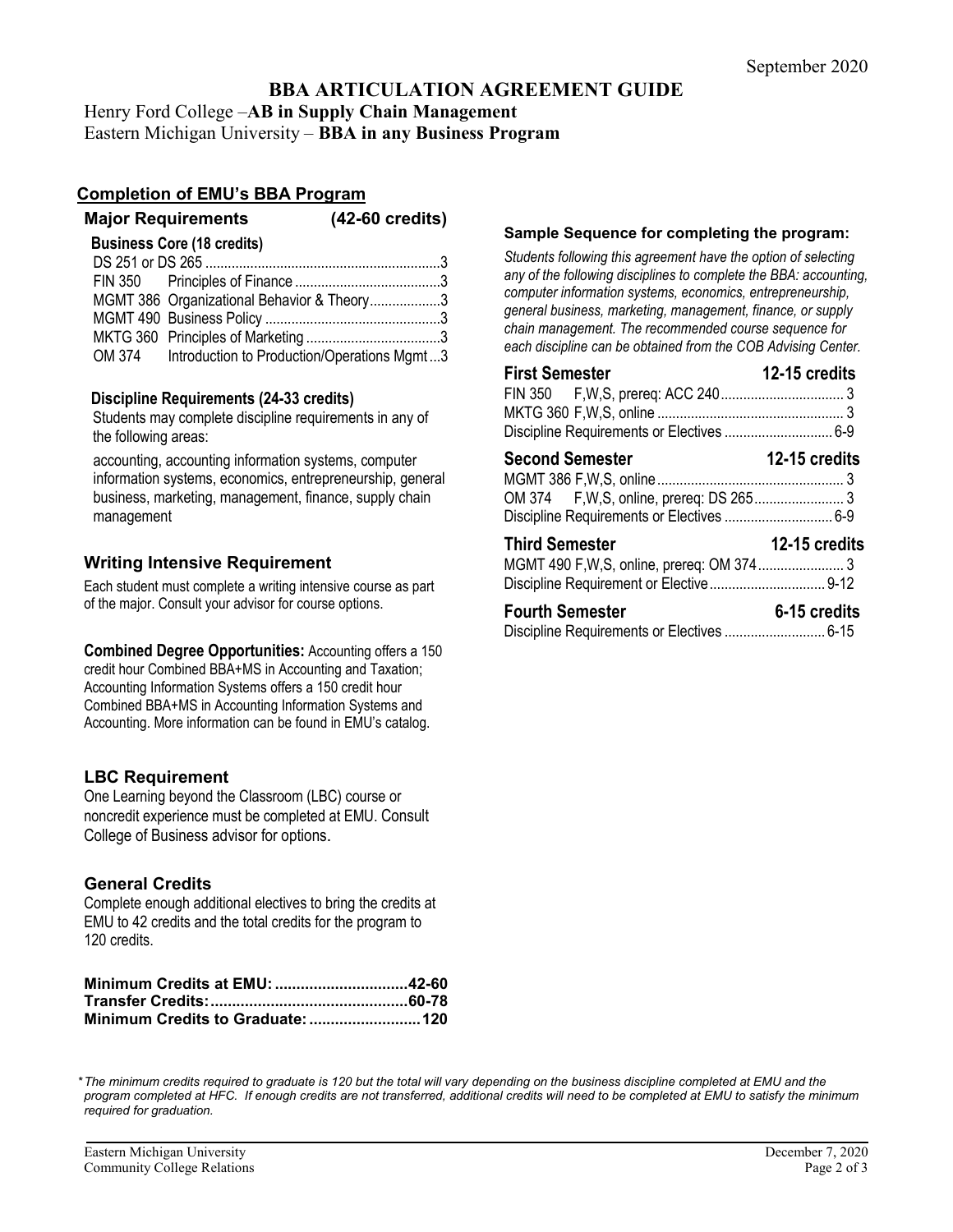September 2020

# BBA ARTICULATION AGREEMENT GUIDE

Henry Ford College –**AB in Supply Chain Management**
Eastern Michigan University – **BBA in any Business Program**

## Completion of EMU's BBA Program

### Major Requirements (42-60 credits)

**Business Core (18 credits)**

| Course | Title | Credits |
|---|---|---|
| DS 251 or DS 265 | | 3 |
| FIN 350 | Principles of Finance | 3 |
| MGMT 386 | Organizational Behavior & Theory | 3 |
| MGMT 490 | Business Policy | 3 |
| MKTG 360 | Principles of Marketing | 3 |
| OM 374 | Introduction to Production/Operations Mgmt | 3 |

**Discipline Requirements (24-33 credits)**

Students may complete discipline requirements in any of the following areas:

accounting, accounting information systems, computer information systems, economics, entrepreneurship, general business, marketing, management, finance, supply chain management

### Writing Intensive Requirement

Each student must complete a writing intensive course as part of the major. Consult your advisor for course options.

**Combined Degree Opportunities:** Accounting offers a 150 credit hour Combined BBA+MS in Accounting and Taxation; Accounting Information Systems offers a 150 credit hour Combined BBA+MS in Accounting Information Systems and Accounting. More information can be found in EMU's catalog.

### LBC Requirement

One Learning beyond the Classroom (LBC) course or noncredit experience must be completed at EMU. Consult College of Business advisor for options.

### General Credits

Complete enough additional electives to bring the credits at EMU to 42 credits and the total credits for the program to 120 credits.

**Minimum Credits at EMU: 42-60**
**Transfer Credits: 60-78**
**Minimum Credits to Graduate: 120**

### Sample Sequence for completing the program:

*Students following this agreement have the option of selecting any of the following disciplines to complete the BBA: accounting, computer information systems, economics, entrepreneurship, general business, marketing, management, finance, or supply chain management. The recommended course sequence for each discipline can be obtained from the COB Advising Center.*

**First Semester — 12-15 credits**

| Course | Notes | Credits |
|---|---|---|
| FIN 350 | F,W,S, prereq: ACC 240 | 3 |
| MKTG 360 | F,W,S, online | 3 |
| Discipline Requirements or Electives | | 6-9 |

**Second Semester — 12-15 credits**

| Course | Notes | Credits |
|---|---|---|
| MGMT 386 | F,W,S, online | 3 |
| OM 374 | F,W,S, online, prereq: DS 265 | 3 |
| Discipline Requirements or Electives | | 6-9 |

**Third Semester — 12-15 credits**

| Course | Notes | Credits |
|---|---|---|
| MGMT 490 | F,W,S, online, prereq: OM 374 | 3 |
| Discipline Requirement or Elective | | 9-12 |

**Fourth Semester — 6-15 credits**

| Course | Notes | Credits |
|---|---|---|
| Discipline Requirements or Electives | | 6-15 |

*\*The minimum credits required to graduate is 120 but the total will vary depending on the business discipline completed at EMU and the program completed at HFC. If enough credits are not transferred, additional credits will need to be completed at EMU to satisfy the minimum required for graduation.*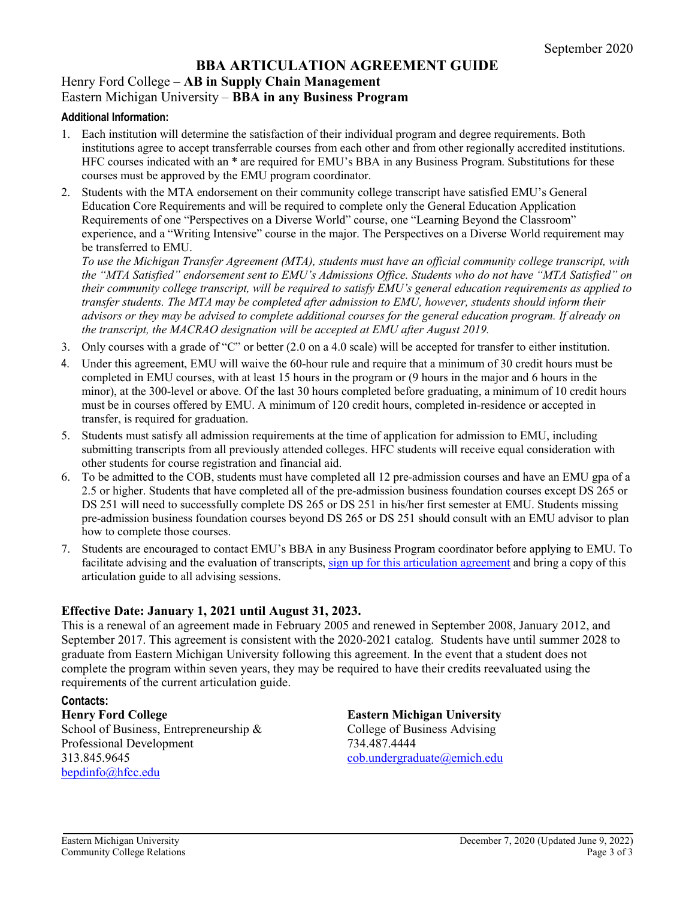September 2020

# BBA ARTICULATION AGREEMENT GUIDE

## Henry Ford College – **AB in Supply Chain Management**
## Eastern Michigan University – **BBA in any Business Program**

### Additional Information:

1. Each institution will determine the satisfaction of their individual program and degree requirements. Both institutions agree to accept transferrable courses from each other and from other regionally accredited institutions. HFC courses indicated with an * are required for EMU's BBA in any Business Program. Substitutions for these courses must be approved by the EMU program coordinator.
2. Students with the MTA endorsement on their community college transcript have satisfied EMU's General Education Core Requirements and will be required to complete only the General Education Application Requirements of one "Perspectives on a Diverse World" course, one "Learning Beyond the Classroom" experience, and a "Writing Intensive" course in the major. The Perspectives on a Diverse World requirement may be transferred to EMU.
   *To use the Michigan Transfer Agreement (MTA), students must have an official community college transcript, with the "MTA Satisfied" endorsement sent to EMU's Admissions Office. Students who do not have "MTA Satisfied" on their community college transcript, will be required to satisfy EMU's general education requirements as applied to transfer students. The MTA may be completed after admission to EMU, however, students should inform their advisors or they may be advised to complete additional courses for the general education program. If already on the transcript, the MACRAO designation will be accepted at EMU after August 2019.*
3. Only courses with a grade of "C" or better (2.0 on a 4.0 scale) will be accepted for transfer to either institution.
4. Under this agreement, EMU will waive the 60-hour rule and require that a minimum of 30 credit hours must be completed in EMU courses, with at least 15 hours in the program or (9 hours in the major and 6 hours in the minor), at the 300-level or above. Of the last 30 hours completed before graduating, a minimum of 10 credit hours must be in courses offered by EMU. A minimum of 120 credit hours, completed in-residence or accepted in transfer, is required for graduation.
5. Students must satisfy all admission requirements at the time of application for admission to EMU, including submitting transcripts from all previously attended colleges. HFC students will receive equal consideration with other students for course registration and financial aid.
6. To be admitted to the COB, students must have completed all 12 pre-admission courses and have an EMU gpa of a 2.5 or higher. Students that have completed all of the pre-admission business foundation courses except DS 265 or DS 251 will need to successfully complete DS 265 or DS 251 in his/her first semester at EMU. Students missing pre-admission business foundation courses beyond DS 265 or DS 251 should consult with an EMU advisor to plan how to complete those courses.
7. Students are encouraged to contact EMU's BBA in any Business Program coordinator before applying to EMU. To facilitate advising and the evaluation of transcripts, sign up for this articulation agreement and bring a copy of this articulation guide to all advising sessions.

### Effective Date: January 1, 2021 until August 31, 2023.

This is a renewal of an agreement made in February 2005 and renewed in September 2008, January 2012, and September 2017. This agreement is consistent with the 2020-2021 catalog. Students have until summer 2028 to graduate from Eastern Michigan University following this agreement. In the event that a student does not complete the program within seven years, they may be required to have their credits reevaluated using the requirements of the current articulation guide.

### Contacts:

**Henry Ford College**
School of Business, Entrepreneurship & Professional Development
313.845.9645
bepdinfo@hfcc.edu

**Eastern Michigan University**
College of Business Advising
734.487.4444
cob.undergraduate@emich.edu